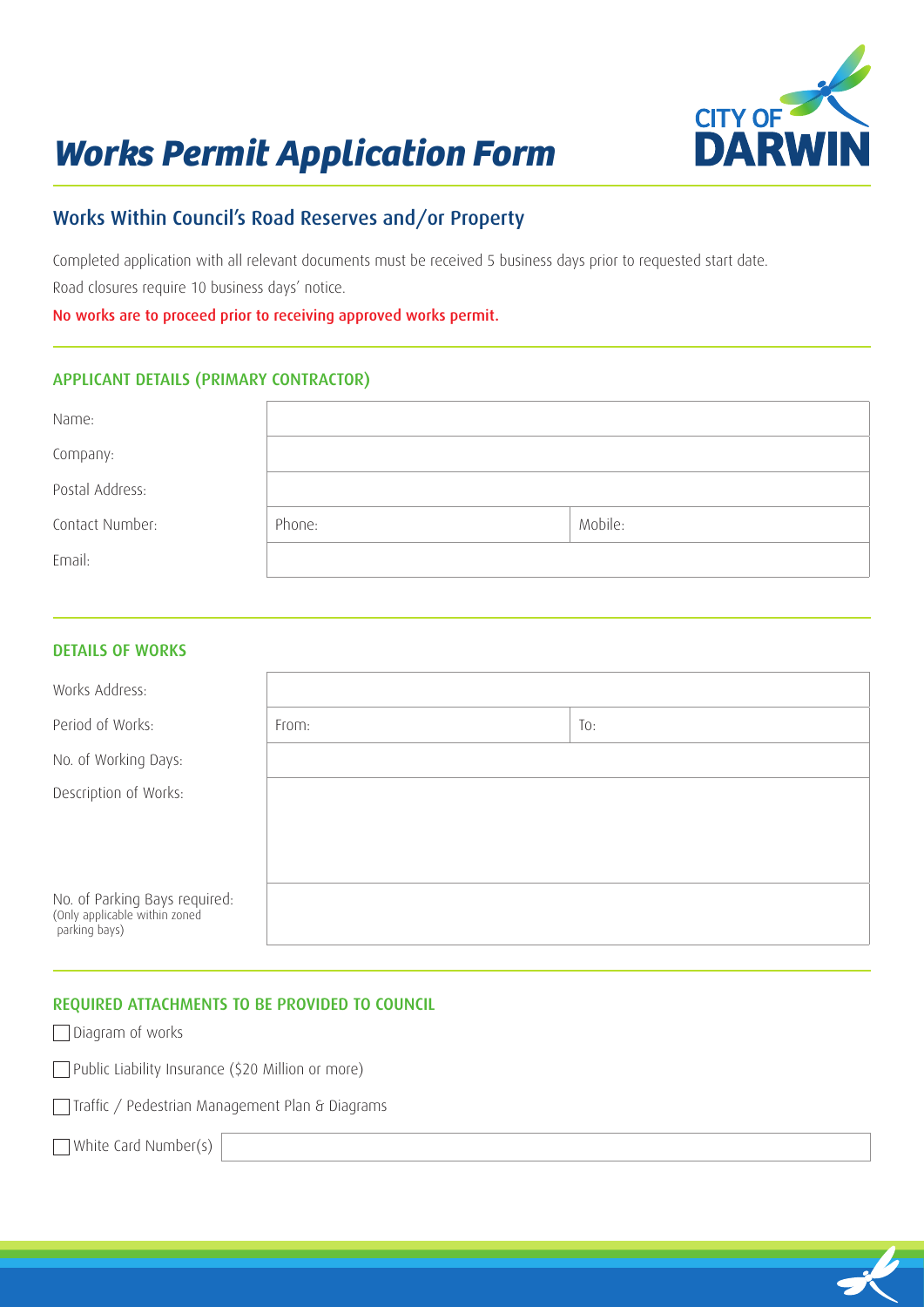# *Works Permit Application Form*

CITY OF DARWIN

## Works Within Council's Road Reserves and/or Property

Completed application with all relevant documents must be received 5 business days prior to requested start date.

Road closures require 10 business days' notice.

No works are to proceed prior to receiving approved works permit.

### APPLICANT DETAILS (PRIMARY CONTRACTOR)

| | | |
|---|---|---|
| Name: | | |
| Company: | | |
| Postal Address: | | |
| Contact Number: | Phone: | Mobile: |
| Email: | | |

### DETAILS OF WORKS

| | | |
|---|---|---|
| Works Address: | | |
| Period of Works: | From: | To: |
| No. of Working Days: | | |
| Description of Works: | | |
| No. of Parking Bays required: (Only applicable within zoned parking bays) | | |

### REQUIRED ATTACHMENTS TO BE PROVIDED TO COUNCIL

- ☐ Diagram of works
- ☐ Public Liability Insurance ($20 Million or more)
- ☐ Traffic / Pedestrian Management Plan & Diagrams
- ☐ White Card Number(s)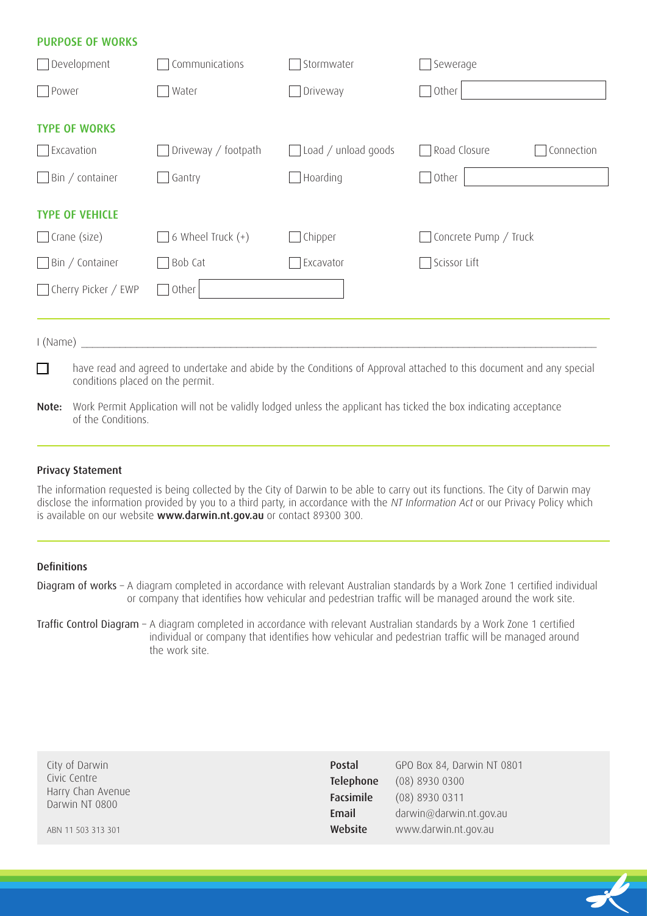## PURPOSE OF WORKS

- [ ] Development
- [ ] Communications
- [ ] Stormwater
- [ ] Sewerage
- [ ] Power
- [ ] Water
- [ ] Driveway
- [ ] Other ____________

## TYPE OF WORKS

- [ ] Excavation
- [ ] Driveway / footpath
- [ ] Load / unload goods
- [ ] Road Closure
- [ ] Connection
- [ ] Bin / container
- [ ] Gantry
- [ ] Hoarding
- [ ] Other ____________

## TYPE OF VEHICLE

- [ ] Crane (size)
- [ ] 6 Wheel Truck (+)
- [ ] Chipper
- [ ] Concrete Pump / Truck
- [ ] Bin / Container
- [ ] Bob Cat
- [ ] Excavator
- [ ] Scissor Lift
- [ ] Cherry Picker / EWP
- [ ] Other ____________

---

I (Name) ____________________________________________________________

- [ ] have read and agreed to undertake and abide by the Conditions of Approval attached to this document and any special conditions placed on the permit.

**Note:** Work Permit Application will not be validly lodged unless the applicant has ticked the box indicating acceptance of the Conditions.

---

### Privacy Statement

The information requested is being collected by the City of Darwin to be able to carry out its functions. The City of Darwin may disclose the information provided by you to a third party, in accordance with the *NT Information Act* or our Privacy Policy which is available on our website **www.darwin.nt.gov.au** or contact 89300 300.

---

### Definitions

Diagram of works – A diagram completed in accordance with relevant Australian standards by a Work Zone 1 certified individual or company that identifies how vehicular and pedestrian traffic will be managed around the work site.

Traffic Control Diagram – A diagram completed in accordance with relevant Australian standards by a Work Zone 1 certified individual or company that identifies how vehicular and pedestrian traffic will be managed around the work site.

---

City of Darwin
Civic Centre
Harry Chan Avenue
Darwin NT 0800

ABN 11 503 313 301

**Postal** GPO Box 84, Darwin NT 0801
**Telephone** (08) 8930 0300
**Facsimile** (08) 8930 0311
**Email** darwin@darwin.nt.gov.au
**Website** www.darwin.nt.gov.au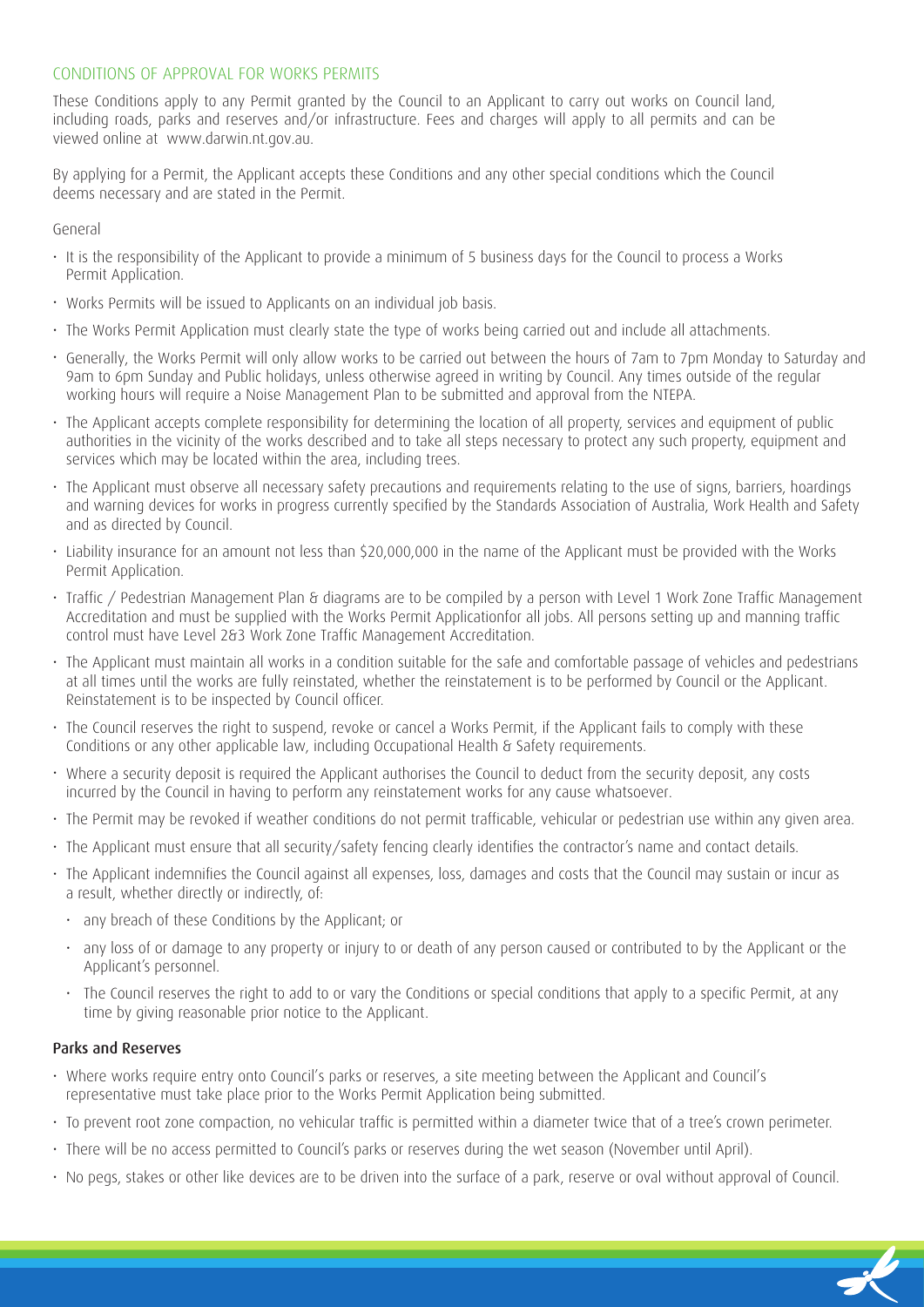## CONDITIONS OF APPROVAL FOR WORKS PERMITS

These Conditions apply to any Permit granted by the Council to an Applicant to carry out works on Council land, including roads, parks and reserves and/or infrastructure. Fees and charges will apply to all permits and can be viewed online at www.darwin.nt.gov.au.

By applying for a Permit, the Applicant accepts these Conditions and any other special conditions which the Council deems necessary and are stated in the Permit.

General

- It is the responsibility of the Applicant to provide a minimum of 5 business days for the Council to process a Works Permit Application.
- Works Permits will be issued to Applicants on an individual job basis.
- The Works Permit Application must clearly state the type of works being carried out and include all attachments.
- Generally, the Works Permit will only allow works to be carried out between the hours of 7am to 7pm Monday to Saturday and 9am to 6pm Sunday and Public holidays, unless otherwise agreed in writing by Council. Any times outside of the regular working hours will require a Noise Management Plan to be submitted and approval from the NTEPA.
- The Applicant accepts complete responsibility for determining the location of all property, services and equipment of public authorities in the vicinity of the works described and to take all steps necessary to protect any such property, equipment and services which may be located within the area, including trees.
- The Applicant must observe all necessary safety precautions and requirements relating to the use of signs, barriers, hoardings and warning devices for works in progress currently specified by the Standards Association of Australia, Work Health and Safety and as directed by Council.
- Liability insurance for an amount not less than $20,000,000 in the name of the Applicant must be provided with the Works Permit Application.
- Traffic / Pedestrian Management Plan & diagrams are to be compiled by a person with Level 1 Work Zone Traffic Management Accreditation and must be supplied with the Works Permit Applicationfor all jobs. All persons setting up and manning traffic control must have Level 2&3 Work Zone Traffic Management Accreditation.
- The Applicant must maintain all works in a condition suitable for the safe and comfortable passage of vehicles and pedestrians at all times until the works are fully reinstated, whether the reinstatement is to be performed by Council or the Applicant. Reinstatement is to be inspected by Council officer.
- The Council reserves the right to suspend, revoke or cancel a Works Permit, if the Applicant fails to comply with these Conditions or any other applicable law, including Occupational Health & Safety requirements.
- Where a security deposit is required the Applicant authorises the Council to deduct from the security deposit, any costs incurred by the Council in having to perform any reinstatement works for any cause whatsoever.
- The Permit may be revoked if weather conditions do not permit trafficable, vehicular or pedestrian use within any given area.
- The Applicant must ensure that all security/safety fencing clearly identifies the contractor's name and contact details.
- The Applicant indemnifies the Council against all expenses, loss, damages and costs that the Council may sustain or incur as a result, whether directly or indirectly, of:
  - any breach of these Conditions by the Applicant; or
  - any loss of or damage to any property or injury to or death of any person caused or contributed to by the Applicant or the Applicant's personnel.
  - The Council reserves the right to add to or vary the Conditions or special conditions that apply to a specific Permit, at any time by giving reasonable prior notice to the Applicant.

### Parks and Reserves

- Where works require entry onto Council's parks or reserves, a site meeting between the Applicant and Council's representative must take place prior to the Works Permit Application being submitted.
- To prevent root zone compaction, no vehicular traffic is permitted within a diameter twice that of a tree's crown perimeter.
- There will be no access permitted to Council's parks or reserves during the wet season (November until April).
- No pegs, stakes or other like devices are to be driven into the surface of a park, reserve or oval without approval of Council.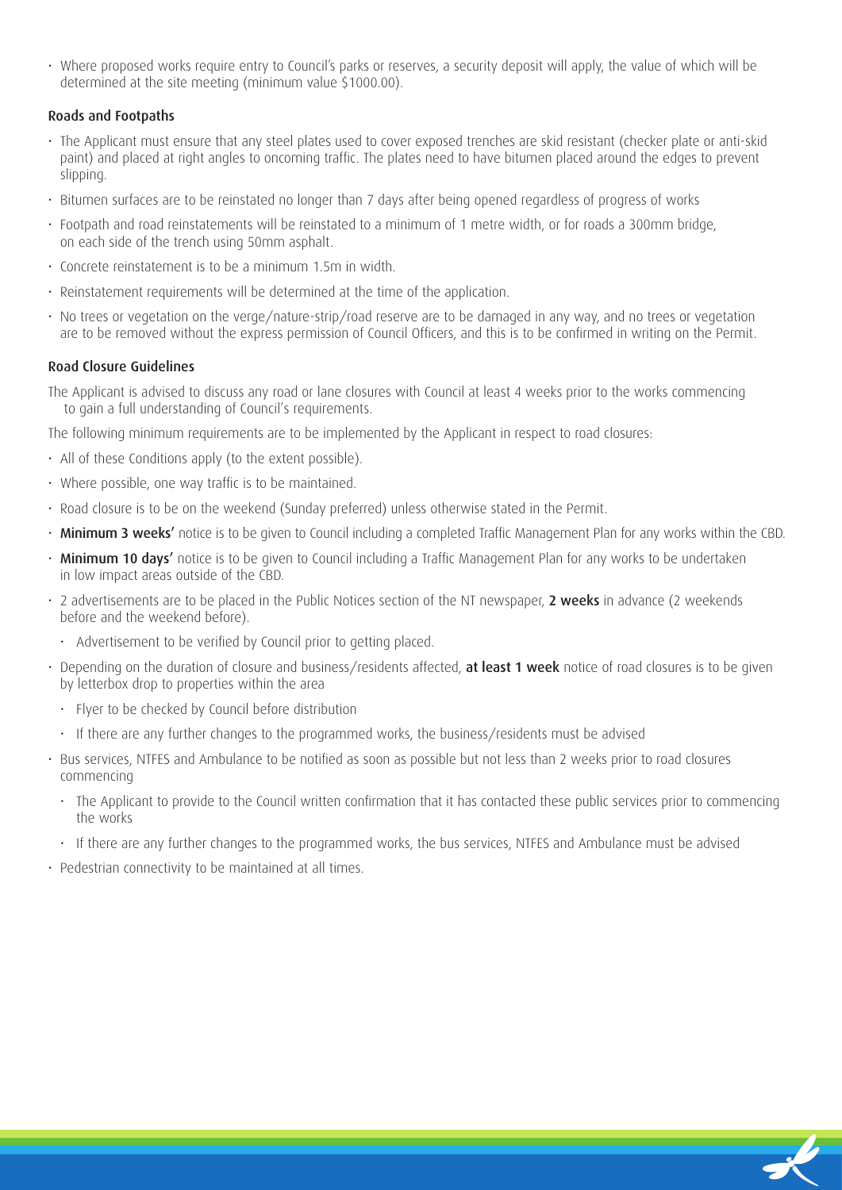- Where proposed works require entry to Council's parks or reserves, a security deposit will apply, the value of which will be determined at the site meeting (minimum value $1000.00).

### Roads and Footpaths

- The Applicant must ensure that any steel plates used to cover exposed trenches are skid resistant (checker plate or anti-skid paint) and placed at right angles to oncoming traffic. The plates need to have bitumen placed around the edges to prevent slipping.
- Bitumen surfaces are to be reinstated no longer than 7 days after being opened regardless of progress of works
- Footpath and road reinstatements will be reinstated to a minimum of 1 metre width, or for roads a 300mm bridge, on each side of the trench using 50mm asphalt.
- Concrete reinstatement is to be a minimum 1.5m in width.
- Reinstatement requirements will be determined at the time of the application.
- No trees or vegetation on the verge/nature-strip/road reserve are to be damaged in any way, and no trees or vegetation are to be removed without the express permission of Council Officers, and this is to be confirmed in writing on the Permit.

### Road Closure Guidelines

The Applicant is advised to discuss any road or lane closures with Council at least 4 weeks prior to the works commencing to gain a full understanding of Council's requirements.

The following minimum requirements are to be implemented by the Applicant in respect to road closures:

- All of these Conditions apply (to the extent possible).
- Where possible, one way traffic is to be maintained.
- Road closure is to be on the weekend (Sunday preferred) unless otherwise stated in the Permit.
- **Minimum 3 weeks'** notice is to be given to Council including a completed Traffic Management Plan for any works within the CBD.
- **Minimum 10 days'** notice is to be given to Council including a Traffic Management Plan for any works to be undertaken in low impact areas outside of the CBD.
- 2 advertisements are to be placed in the Public Notices section of the NT newspaper, **2 weeks** in advance (2 weekends before and the weekend before).
  - Advertisement to be verified by Council prior to getting placed.
- Depending on the duration of closure and business/residents affected, **at least 1 week** notice of road closures is to be given by letterbox drop to properties within the area
  - Flyer to be checked by Council before distribution
  - If there are any further changes to the programmed works, the business/residents must be advised
- Bus services, NTFES and Ambulance to be notified as soon as possible but not less than 2 weeks prior to road closures commencing
  - The Applicant to provide to the Council written confirmation that it has contacted these public services prior to commencing the works
  - If there are any further changes to the programmed works, the bus services, NTFES and Ambulance must be advised
- Pedestrian connectivity to be maintained at all times.